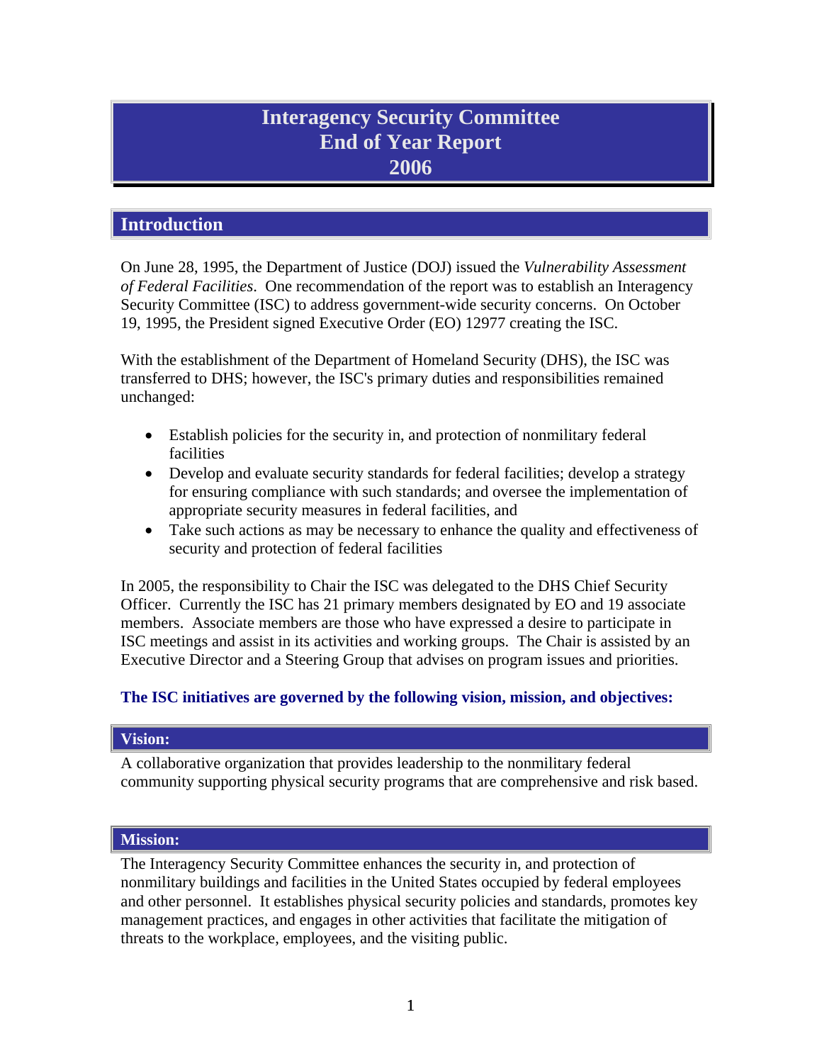# Interagency Security Committee End of Year Report 2006

## Introduction

On June 28, 1995, the Department of Justice (DOJ) issued the *Vulnerability Assessment of Federal Facilities*. One recommendation of the report was to establish an Interagency Security Committee (ISC) to address government-wide security concerns. On October 19, 1995, the President signed Executive Order (EO) 12977 creating the ISC.

With the establishment of the Department of Homeland Security (DHS), the ISC was transferred to DHS; however, the ISC's primary duties and responsibilities remained unchanged:

- Establish policies for the security in, and protection of nonmilitary federal facilities
- Develop and evaluate security standards for federal facilities; develop a strategy for ensuring compliance with such standards; and oversee the implementation of appropriate security measures in federal facilities, and
- Take such actions as may be necessary to enhance the quality and effectiveness of security and protection of federal facilities

In 2005, the responsibility to Chair the ISC was delegated to the DHS Chief Security Officer. Currently the ISC has 21 primary members designated by EO and 19 associate members. Associate members are those who have expressed a desire to participate in ISC meetings and assist in its activities and working groups. The Chair is assisted by an Executive Director and a Steering Group that advises on program issues and priorities.

**The ISC initiatives are governed by the following vision, mission, and objectives:**

### Vision:

A collaborative organization that provides leadership to the nonmilitary federal community supporting physical security programs that are comprehensive and risk based.

### Mission:

The Interagency Security Committee enhances the security in, and protection of nonmilitary buildings and facilities in the United States occupied by federal employees and other personnel. It establishes physical security policies and standards, promotes key management practices, and engages in other activities that facilitate the mitigation of threats to the workplace, employees, and the visiting public.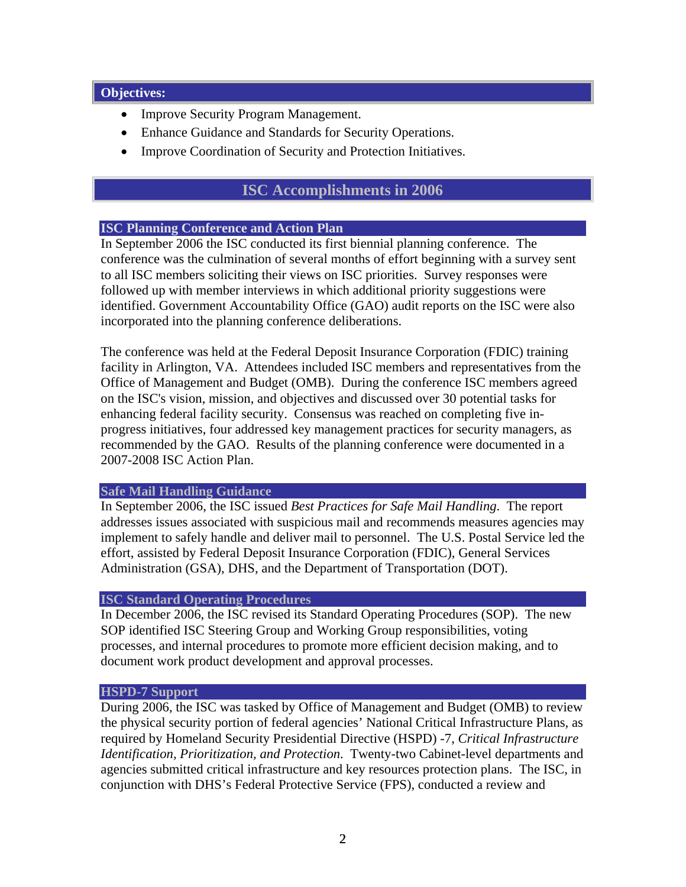### Objectives:

- Improve Security Program Management.
- Enhance Guidance and Standards for Security Operations.
- Improve Coordination of Security and Protection Initiatives.

## ISC Accomplishments in 2006

### ISC Planning Conference and Action Plan

In September 2006 the ISC conducted its first biennial planning conference. The conference was the culmination of several months of effort beginning with a survey sent to all ISC members soliciting their views on ISC priorities. Survey responses were followed up with member interviews in which additional priority suggestions were identified. Government Accountability Office (GAO) audit reports on the ISC were also incorporated into the planning conference deliberations.

The conference was held at the Federal Deposit Insurance Corporation (FDIC) training facility in Arlington, VA. Attendees included ISC members and representatives from the Office of Management and Budget (OMB). During the conference ISC members agreed on the ISC's vision, mission, and objectives and discussed over 30 potential tasks for enhancing federal facility security. Consensus was reached on completing five in-progress initiatives, four addressed key management practices for security managers, as recommended by the GAO. Results of the planning conference were documented in a 2007-2008 ISC Action Plan.

### Safe Mail Handling Guidance

In September 2006, the ISC issued *Best Practices for Safe Mail Handling*. The report addresses issues associated with suspicious mail and recommends measures agencies may implement to safely handle and deliver mail to personnel. The U.S. Postal Service led the effort, assisted by Federal Deposit Insurance Corporation (FDIC), General Services Administration (GSA), DHS, and the Department of Transportation (DOT).

### ISC Standard Operating Procedures

In December 2006, the ISC revised its Standard Operating Procedures (SOP). The new SOP identified ISC Steering Group and Working Group responsibilities, voting processes, and internal procedures to promote more efficient decision making, and to document work product development and approval processes.

### HSPD-7 Support

During 2006, the ISC was tasked by Office of Management and Budget (OMB) to review the physical security portion of federal agencies' National Critical Infrastructure Plans, as required by Homeland Security Presidential Directive (HSPD) -7, *Critical Infrastructure Identification, Prioritization, and Protection*. Twenty-two Cabinet-level departments and agencies submitted critical infrastructure and key resources protection plans. The ISC, in conjunction with DHS's Federal Protective Service (FPS), conducted a review and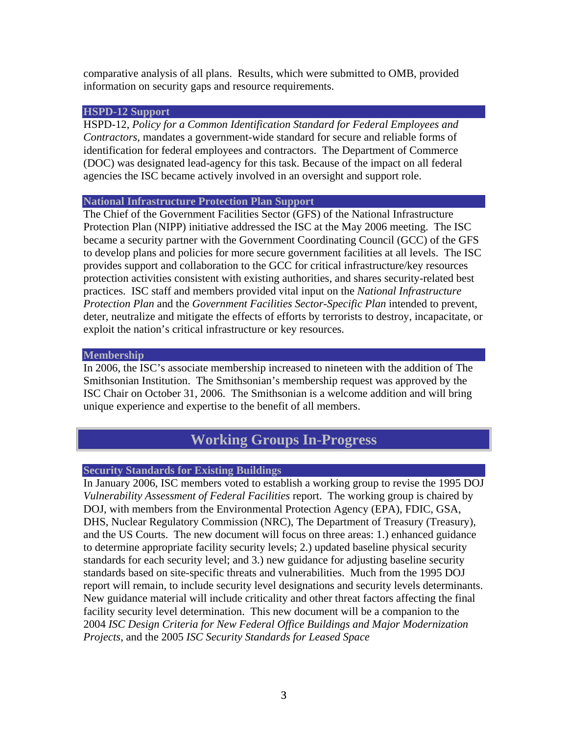comparative analysis of all plans. Results, which were submitted to OMB, provided information on security gaps and resource requirements.

### HSPD-12 Support

HSPD-12, *Policy for a Common Identification Standard for Federal Employees and Contractors*, mandates a government-wide standard for secure and reliable forms of identification for federal employees and contractors. The Department of Commerce (DOC) was designated lead-agency for this task. Because of the impact on all federal agencies the ISC became actively involved in an oversight and support role.

### National Infrastructure Protection Plan Support

The Chief of the Government Facilities Sector (GFS) of the National Infrastructure Protection Plan (NIPP) initiative addressed the ISC at the May 2006 meeting. The ISC became a security partner with the Government Coordinating Council (GCC) of the GFS to develop plans and policies for more secure government facilities at all levels. The ISC provides support and collaboration to the GCC for critical infrastructure/key resources protection activities consistent with existing authorities, and shares security-related best practices. ISC staff and members provided vital input on the *National Infrastructure Protection Plan* and the *Government Facilities Sector-Specific Plan* intended to prevent, deter, neutralize and mitigate the effects of efforts by terrorists to destroy, incapacitate, or exploit the nation's critical infrastructure or key resources.

### Membership

In 2006, the ISC's associate membership increased to nineteen with the addition of The Smithsonian Institution. The Smithsonian's membership request was approved by the ISC Chair on October 31, 2006. The Smithsonian is a welcome addition and will bring unique experience and expertise to the benefit of all members.

## Working Groups In-Progress

### Security Standards for Existing Buildings

In January 2006, ISC members voted to establish a working group to revise the 1995 DOJ *Vulnerability Assessment of Federal Facilities* report. The working group is chaired by DOJ, with members from the Environmental Protection Agency (EPA), FDIC, GSA, DHS, Nuclear Regulatory Commission (NRC), The Department of Treasury (Treasury), and the US Courts. The new document will focus on three areas: 1.) enhanced guidance to determine appropriate facility security levels; 2.) updated baseline physical security standards for each security level; and 3.) new guidance for adjusting baseline security standards based on site-specific threats and vulnerabilities. Much from the 1995 DOJ report will remain, to include security level designations and security levels determinants. New guidance material will include criticality and other threat factors affecting the final facility security level determination. This new document will be a companion to the 2004 *ISC Design Criteria for New Federal Office Buildings and Major Modernization Projects*, and the 2005 *ISC Security Standards for Leased Space*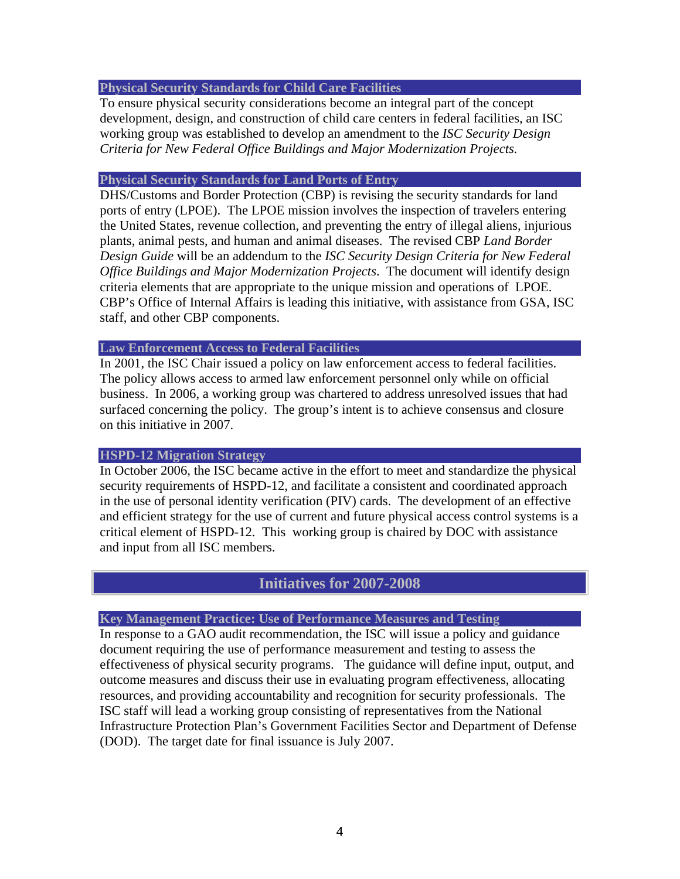### Physical Security Standards for Child Care Facilities

To ensure physical security considerations become an integral part of the concept development, design, and construction of child care centers in federal facilities, an ISC working group was established to develop an amendment to the *ISC Security Design Criteria for New Federal Office Buildings and Major Modernization Projects.*

### Physical Security Standards for Land Ports of Entry

DHS/Customs and Border Protection (CBP) is revising the security standards for land ports of entry (LPOE). The LPOE mission involves the inspection of travelers entering the United States, revenue collection, and preventing the entry of illegal aliens, injurious plants, animal pests, and human and animal diseases. The revised CBP *Land Border Design Guide* will be an addendum to the *ISC Security Design Criteria for New Federal Office Buildings and Major Modernization Projects*. The document will identify design criteria elements that are appropriate to the unique mission and operations of LPOE. CBP's Office of Internal Affairs is leading this initiative, with assistance from GSA, ISC staff, and other CBP components.

### Law Enforcement Access to Federal Facilities

In 2001, the ISC Chair issued a policy on law enforcement access to federal facilities. The policy allows access to armed law enforcement personnel only while on official business. In 2006, a working group was chartered to address unresolved issues that had surfaced concerning the policy. The group's intent is to achieve consensus and closure on this initiative in 2007.

### HSPD-12 Migration Strategy

In October 2006, the ISC became active in the effort to meet and standardize the physical security requirements of HSPD-12, and facilitate a consistent and coordinated approach in the use of personal identity verification (PIV) cards. The development of an effective and efficient strategy for the use of current and future physical access control systems is a critical element of HSPD-12. This working group is chaired by DOC with assistance and input from all ISC members.

## Initiatives for 2007-2008

### Key Management Practice: Use of Performance Measures and Testing

In response to a GAO audit recommendation, the ISC will issue a policy and guidance document requiring the use of performance measurement and testing to assess the effectiveness of physical security programs. The guidance will define input, output, and outcome measures and discuss their use in evaluating program effectiveness, allocating resources, and providing accountability and recognition for security professionals. The ISC staff will lead a working group consisting of representatives from the National Infrastructure Protection Plan's Government Facilities Sector and Department of Defense (DOD). The target date for final issuance is July 2007.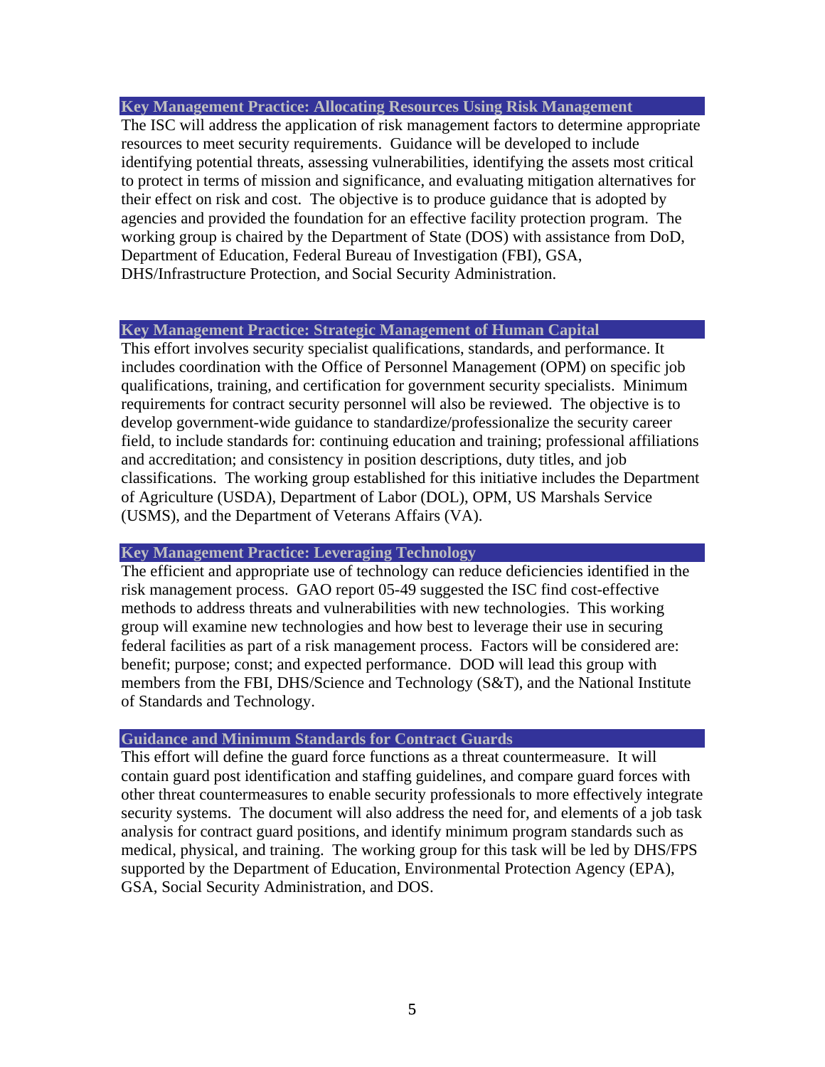### Key Management Practice: Allocating Resources Using Risk Management

The ISC will address the application of risk management factors to determine appropriate resources to meet security requirements. Guidance will be developed to include identifying potential threats, assessing vulnerabilities, identifying the assets most critical to protect in terms of mission and significance, and evaluating mitigation alternatives for their effect on risk and cost. The objective is to produce guidance that is adopted by agencies and provided the foundation for an effective facility protection program. The working group is chaired by the Department of State (DOS) with assistance from DoD, Department of Education, Federal Bureau of Investigation (FBI), GSA, DHS/Infrastructure Protection, and Social Security Administration.

### Key Management Practice: Strategic Management of Human Capital

This effort involves security specialist qualifications, standards, and performance. It includes coordination with the Office of Personnel Management (OPM) on specific job qualifications, training, and certification for government security specialists. Minimum requirements for contract security personnel will also be reviewed. The objective is to develop government-wide guidance to standardize/professionalize the security career field, to include standards for: continuing education and training; professional affiliations and accreditation; and consistency in position descriptions, duty titles, and job classifications. The working group established for this initiative includes the Department of Agriculture (USDA), Department of Labor (DOL), OPM, US Marshals Service (USMS), and the Department of Veterans Affairs (VA).

### Key Management Practice: Leveraging Technology

The efficient and appropriate use of technology can reduce deficiencies identified in the risk management process. GAO report 05-49 suggested the ISC find cost-effective methods to address threats and vulnerabilities with new technologies. This working group will examine new technologies and how best to leverage their use in securing federal facilities as part of a risk management process. Factors will be considered are: benefit; purpose; const; and expected performance. DOD will lead this group with members from the FBI, DHS/Science and Technology (S&T), and the National Institute of Standards and Technology.

### Guidance and Minimum Standards for Contract Guards

This effort will define the guard force functions as a threat countermeasure. It will contain guard post identification and staffing guidelines, and compare guard forces with other threat countermeasures to enable security professionals to more effectively integrate security systems. The document will also address the need for, and elements of a job task analysis for contract guard positions, and identify minimum program standards such as medical, physical, and training. The working group for this task will be led by DHS/FPS supported by the Department of Education, Environmental Protection Agency (EPA), GSA, Social Security Administration, and DOS.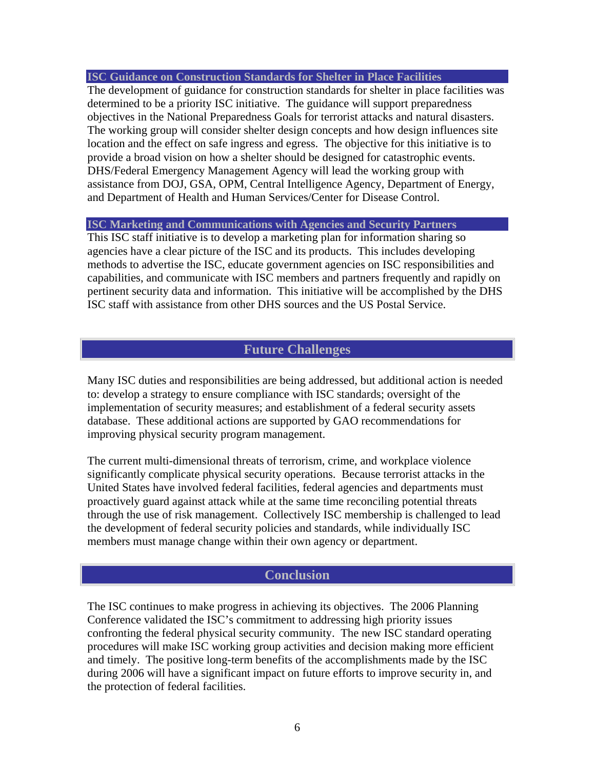### ISC Guidance on Construction Standards for Shelter in Place Facilities

The development of guidance for construction standards for shelter in place facilities was determined to be a priority ISC initiative. The guidance will support preparedness objectives in the National Preparedness Goals for terrorist attacks and natural disasters. The working group will consider shelter design concepts and how design influences site location and the effect on safe ingress and egress. The objective for this initiative is to provide a broad vision on how a shelter should be designed for catastrophic events. DHS/Federal Emergency Management Agency will lead the working group with assistance from DOJ, GSA, OPM, Central Intelligence Agency, Department of Energy, and Department of Health and Human Services/Center for Disease Control.

### ISC Marketing and Communications with Agencies and Security Partners

This ISC staff initiative is to develop a marketing plan for information sharing so agencies have a clear picture of the ISC and its products. This includes developing methods to advertise the ISC, educate government agencies on ISC responsibilities and capabilities, and communicate with ISC members and partners frequently and rapidly on pertinent security data and information. This initiative will be accomplished by the DHS ISC staff with assistance from other DHS sources and the US Postal Service.

## Future Challenges

Many ISC duties and responsibilities are being addressed, but additional action is needed to: develop a strategy to ensure compliance with ISC standards; oversight of the implementation of security measures; and establishment of a federal security assets database. These additional actions are supported by GAO recommendations for improving physical security program management.

The current multi-dimensional threats of terrorism, crime, and workplace violence significantly complicate physical security operations. Because terrorist attacks in the United States have involved federal facilities, federal agencies and departments must proactively guard against attack while at the same time reconciling potential threats through the use of risk management. Collectively ISC membership is challenged to lead the development of federal security policies and standards, while individually ISC members must manage change within their own agency or department.

## Conclusion

The ISC continues to make progress in achieving its objectives. The 2006 Planning Conference validated the ISC's commitment to addressing high priority issues confronting the federal physical security community. The new ISC standard operating procedures will make ISC working group activities and decision making more efficient and timely. The positive long-term benefits of the accomplishments made by the ISC during 2006 will have a significant impact on future efforts to improve security in, and the protection of federal facilities.